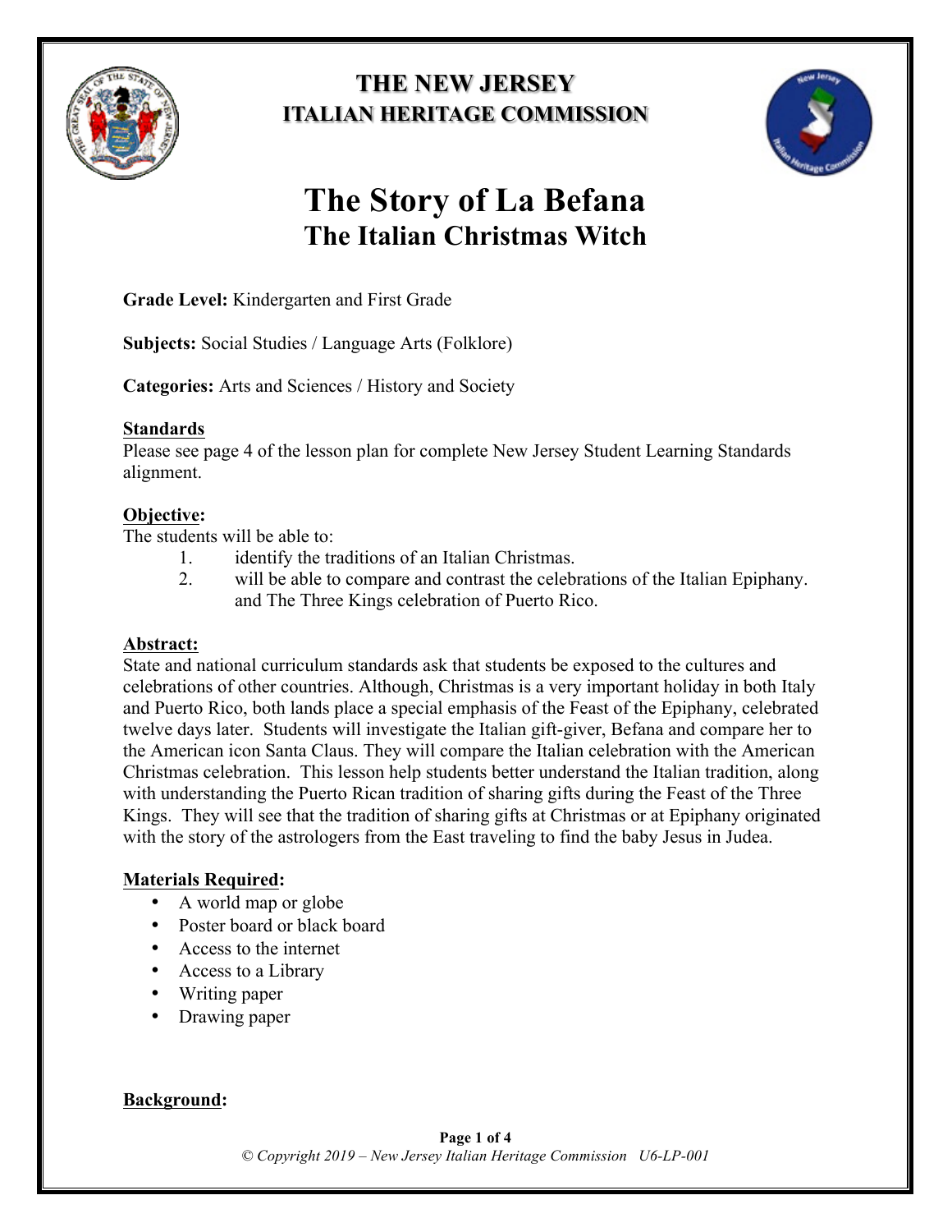# THE NEW JERSEY
# ITALIAN HERITAGE COMMISSION

# The Story of La Befana
## The Italian Christmas Witch

**Grade Level:** Kindergarten and First Grade

**Subjects:** Social Studies / Language Arts (Folklore)

**Categories:** Arts and Sciences / History and Society

**Standards**
Please see page 4 of the lesson plan for complete New Jersey Student Learning Standards alignment.

**Objective:**
The students will be able to:

1. identify the traditions of an Italian Christmas.
2. will be able to compare and contrast the celebrations of the Italian Epiphany. and The Three Kings celebration of Puerto Rico.

**Abstract:**
State and national curriculum standards ask that students be exposed to the cultures and celebrations of other countries. Although, Christmas is a very important holiday in both Italy and Puerto Rico, both lands place a special emphasis of the Feast of the Epiphany, celebrated twelve days later. Students will investigate the Italian gift-giver, Befana and compare her to the American icon Santa Claus. They will compare the Italian celebration with the American Christmas celebration. This lesson help students better understand the Italian tradition, along with understanding the Puerto Rican tradition of sharing gifts during the Feast of the Three Kings. They will see that the tradition of sharing gifts at Christmas or at Epiphany originated with the story of the astrologers from the East traveling to find the baby Jesus in Judea.

**Materials Required:**

- A world map or globe
- Poster board or black board
- Access to the internet
- Access to a Library
- Writing paper
- Drawing paper

**Background:**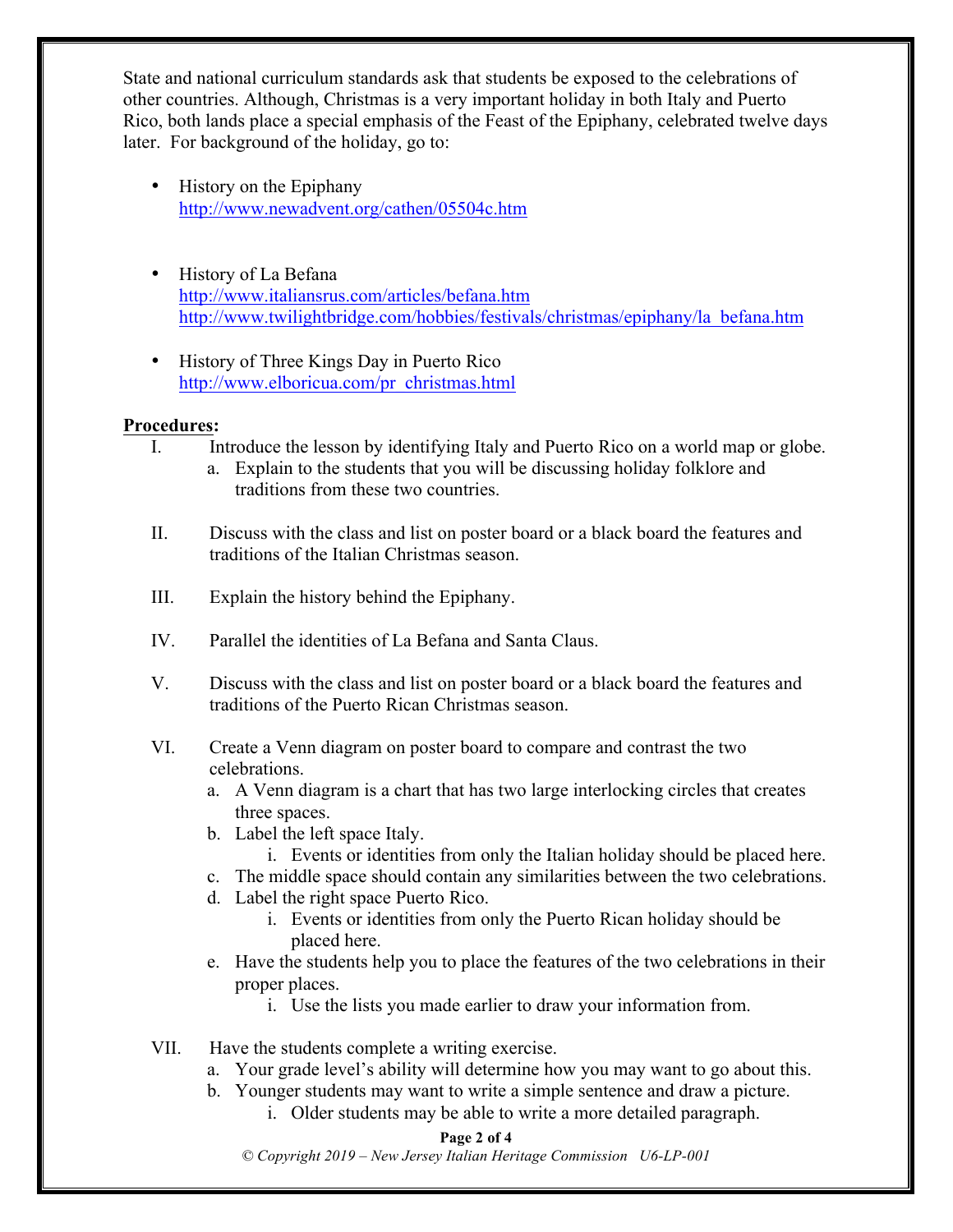State and national curriculum standards ask that students be exposed to the celebrations of other countries. Although, Christmas is a very important holiday in both Italy and Puerto Rico, both lands place a special emphasis of the Feast of the Epiphany, celebrated twelve days later. For background of the holiday, go to:

- History on the Epiphany
  http://www.newadvent.org/cathen/05504c.htm

- History of La Befana
  http://www.italiansrus.com/articles/befana.htm
  http://www.twilightbridge.com/hobbies/festivals/christmas/epiphany/la_befana.htm

- History of Three Kings Day in Puerto Rico
  http://www.elboricua.com/pr_christmas.html

**Procedures:**

I. Introduce the lesson by identifying Italy and Puerto Rico on a world map or globe.
   a. Explain to the students that you will be discussing holiday folklore and traditions from these two countries.

II. Discuss with the class and list on poster board or a black board the features and traditions of the Italian Christmas season.

III. Explain the history behind the Epiphany.

IV. Parallel the identities of La Befana and Santa Claus.

V. Discuss with the class and list on poster board or a black board the features and traditions of the Puerto Rican Christmas season.

VI. Create a Venn diagram on poster board to compare and contrast the two celebrations.
   a. A Venn diagram is a chart that has two large interlocking circles that creates three spaces.
   b. Label the left space Italy.
      i. Events or identities from only the Italian holiday should be placed here.
   c. The middle space should contain any similarities between the two celebrations.
   d. Label the right space Puerto Rico.
      i. Events or identities from only the Puerto Rican holiday should be placed here.
   e. Have the students help you to place the features of the two celebrations in their proper places.
      i. Use the lists you made earlier to draw your information from.

VII. Have the students complete a writing exercise.
   a. Your grade level's ability will determine how you may want to go about this.
   b. Younger students may want to write a simple sentence and draw a picture.
      i. Older students may be able to write a more detailed paragraph.

© Copyright 2019 – New Jersey Italian Heritage Commission U6-LP-001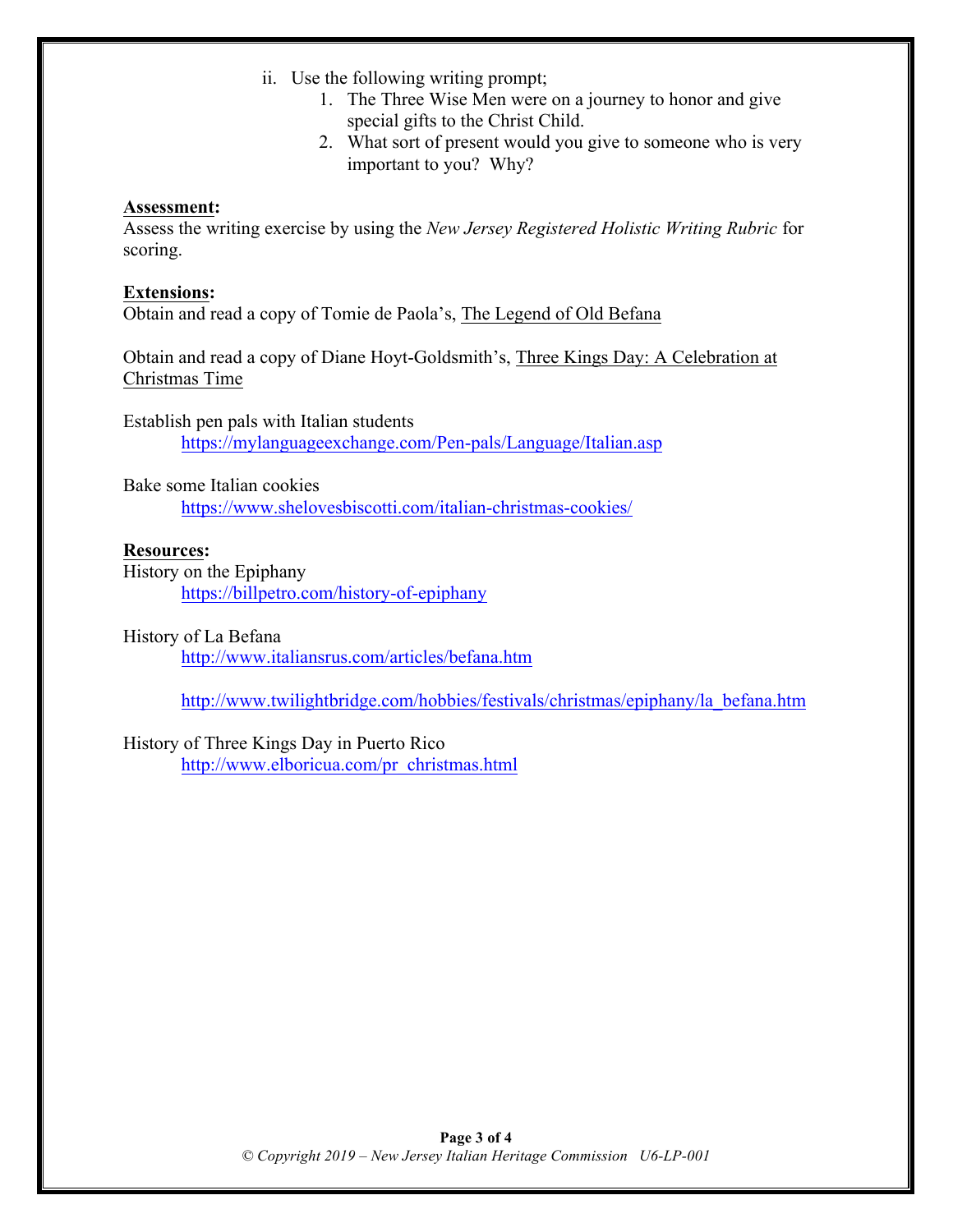ii. Use the following writing prompt;
   1. The Three Wise Men were on a journey to honor and give special gifts to the Christ Child.
   2. What sort of present would you give to someone who is very important to you? Why?

**Assessment:**
Assess the writing exercise by using the *New Jersey Registered Holistic Writing Rubric* for scoring.

**Extensions:**
Obtain and read a copy of Tomie de Paola's, The Legend of Old Befana

Obtain and read a copy of Diane Hoyt-Goldsmith's, Three Kings Day: A Celebration at Christmas Time

Establish pen pals with Italian students
   https://mylanguageexchange.com/Pen-pals/Language/Italian.asp

Bake some Italian cookies
   https://www.shelovesbiscotti.com/italian-christmas-cookies/

**Resources:**
History on the Epiphany
   https://billpetro.com/history-of-epiphany

History of La Befana
   http://www.italiansrus.com/articles/befana.htm

   http://www.twilightbridge.com/hobbies/festivals/christmas/epiphany/la_befana.htm

History of Three Kings Day in Puerto Rico
   http://www.elboricua.com/pr_christmas.html

© Copyright 2019 – New Jersey Italian Heritage Commission U6-LP-001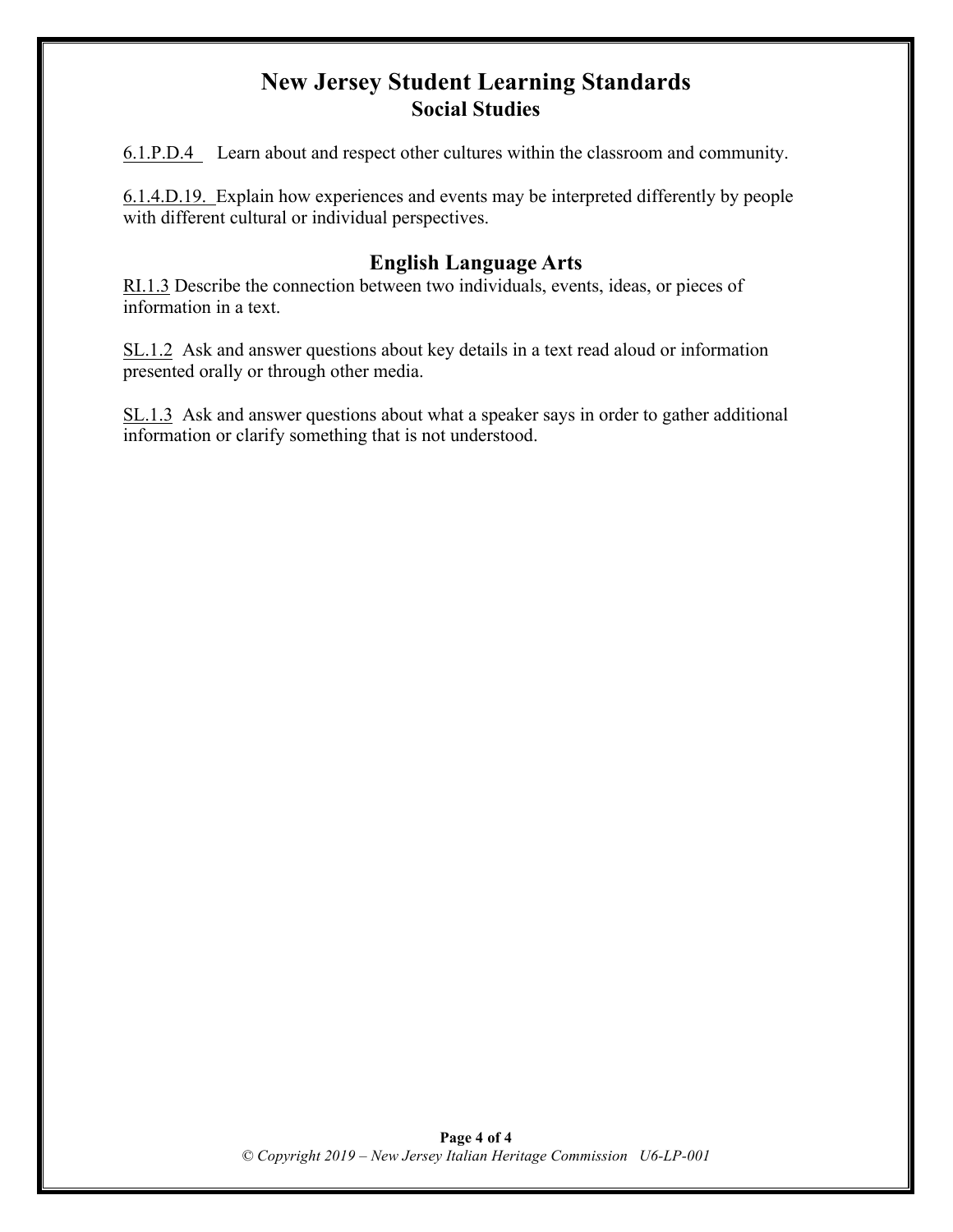# New Jersey Student Learning Standards

## Social Studies

6.1.P.D.4 Learn about and respect other cultures within the classroom and community.

6.1.4.D.19. Explain how experiences and events may be interpreted differently by people with different cultural or individual perspectives.

## English Language Arts

RI.1.3 Describe the connection between two individuals, events, ideas, or pieces of information in a text.

SL.1.2 Ask and answer questions about key details in a text read aloud or information presented orally or through other media.

SL.1.3 Ask and answer questions about what a speaker says in order to gather additional information or clarify something that is not understood.